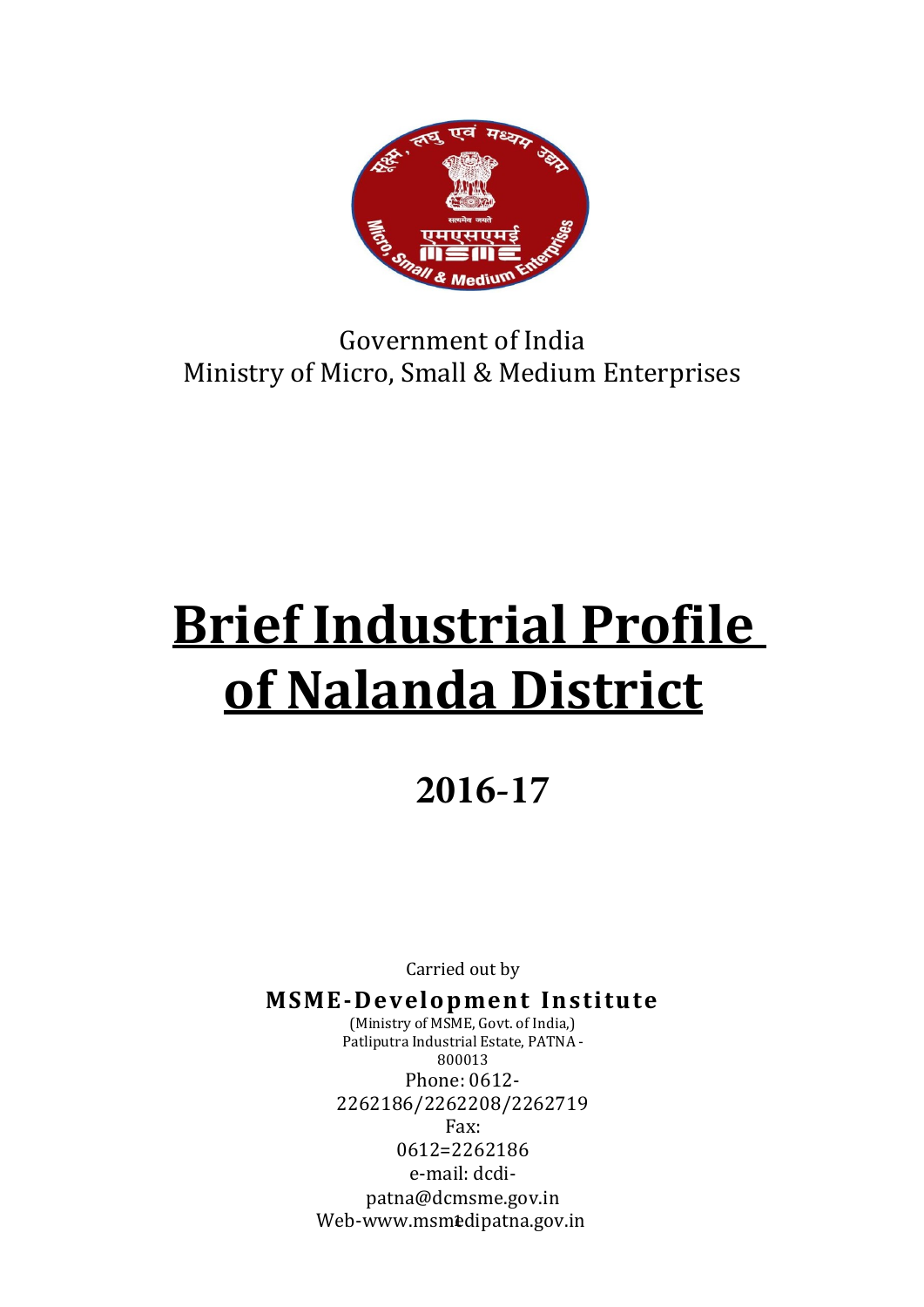Government of India
Ministry of Micro, Small & Medium Enterprises

# Brief Industrial Profile of Nalanda District

## 2016-17

Carried out by

**MSME-Development Institute**

(Ministry of MSME, Govt. of India,)
Patliputra Industrial Estate, PATNA - 800013
Phone: 0612-2262186/2262208/2262719
Fax: 0612=2262186
e-mail: dcdi-patna@dcmsme.gov.in
Web-www.msmedipatna.gov.in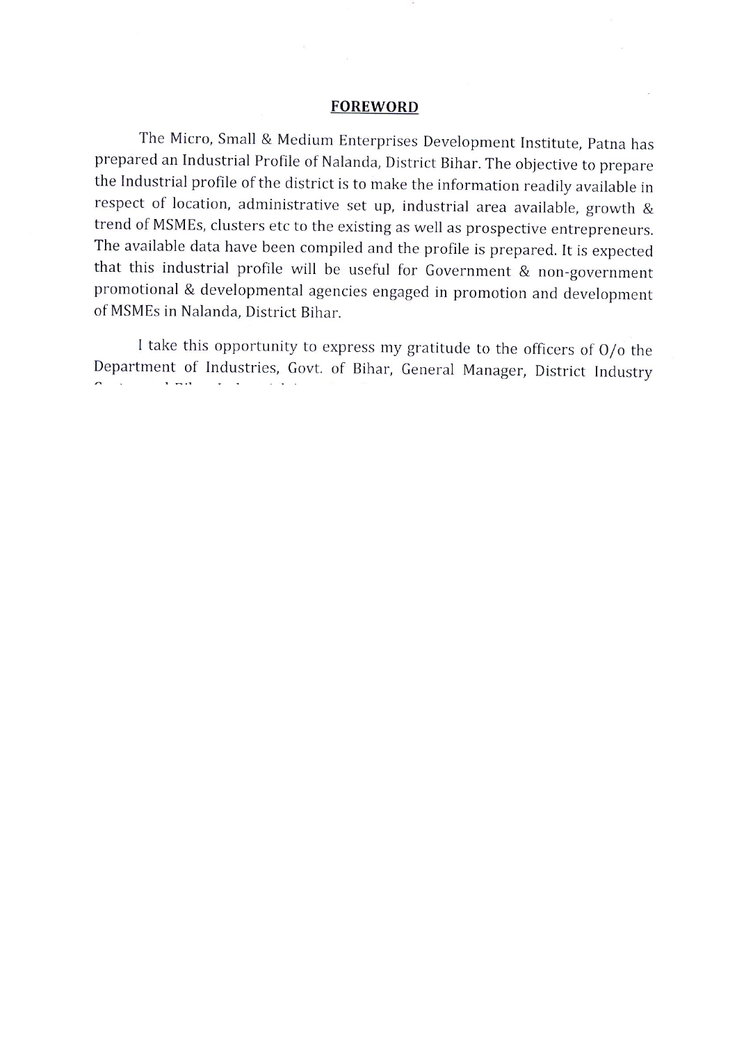## FOREWORD

The Micro, Small & Medium Enterprises Development Institute, Patna has prepared an Industrial Profile of Nalanda, District Bihar. The objective to prepare the Industrial profile of the district is to make the information readily available in respect of location, administrative set up, industrial area available, growth & trend of MSMEs, clusters etc to the existing as well as prospective entrepreneurs. The available data have been compiled and the profile is prepared. It is expected that this industrial profile will be useful for Government & non-government promotional & developmental agencies engaged in promotion and development of MSMEs in Nalanda, District Bihar.

I take this opportunity to express my gratitude to the officers of O/o the Department of Industries, Govt. of Bihar, General Manager, District Industry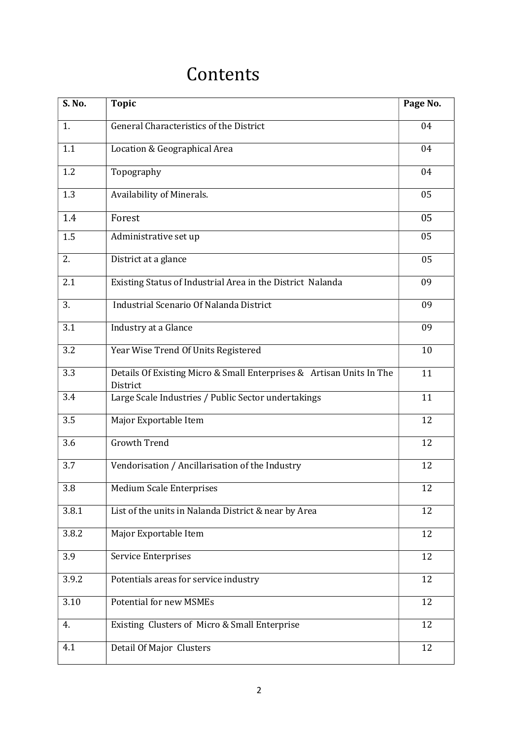# Contents

| S. No. | Topic | Page No. |
|---|---|---|
| 1. | General Characteristics of the District | 04 |
| 1.1 | Location & Geographical Area | 04 |
| 1.2 | Topography | 04 |
| 1.3 | Availability of Minerals. | 05 |
| 1.4 | Forest | 05 |
| 1.5 | Administrative set up | 05 |
| 2. | District at a glance | 05 |
| 2.1 | Existing Status of Industrial Area in the District Nalanda | 09 |
| 3. | Industrial Scenario Of Nalanda District | 09 |
| 3.1 | Industry at a Glance | 09 |
| 3.2 | Year Wise Trend Of Units Registered | 10 |
| 3.3 | Details Of Existing Micro & Small Enterprises & Artisan Units In The District | 11 |
| 3.4 | Large Scale Industries / Public Sector undertakings | 11 |
| 3.5 | Major Exportable Item | 12 |
| 3.6 | Growth Trend | 12 |
| 3.7 | Vendorisation / Ancillarisation of the Industry | 12 |
| 3.8 | Medium Scale Enterprises | 12 |
| 3.8.1 | List of the units in Nalanda District & near by Area | 12 |
| 3.8.2 | Major Exportable Item | 12 |
| 3.9 | Service Enterprises | 12 |
| 3.9.2 | Potentials areas for service industry | 12 |
| 3.10 | Potential for new MSMEs | 12 |
| 4. | Existing Clusters of Micro & Small Enterprise | 12 |
| 4.1 | Detail Of Major Clusters | 12 |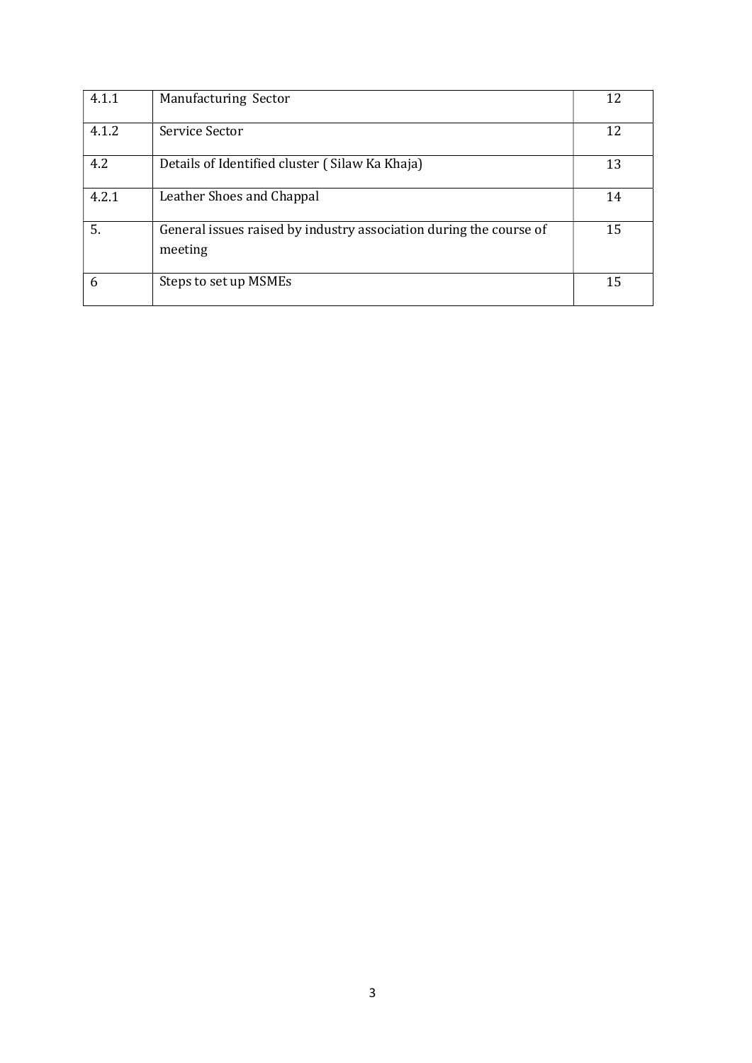| | | |
|---|---|---|
| 4.1.1 | Manufacturing Sector | 12 |
| 4.1.2 | Service Sector | 12 |
| 4.2 | Details of Identified cluster ( Silaw Ka Khaja) | 13 |
| 4.2.1 | Leather Shoes and Chappal | 14 |
| 5. | General issues raised by industry association during the course of meeting | 15 |
| 6 | Steps to set up MSMEs | 15 |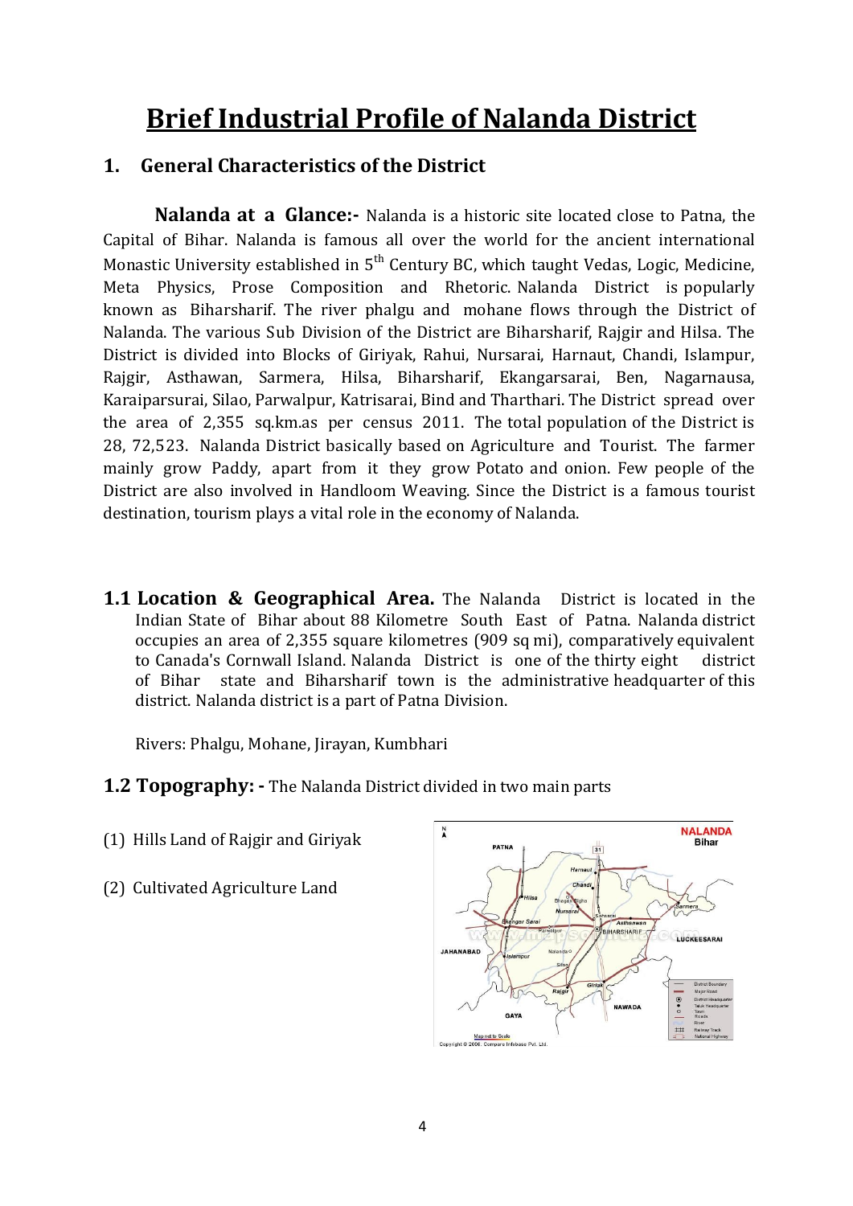# Brief Industrial Profile of Nalanda District

## 1. General Characteristics of the District

**Nalanda at a Glance:-** Nalanda is a historic site located close to Patna, the Capital of Bihar. Nalanda is famous all over the world for the ancient international Monastic University established in 5th Century BC, which taught Vedas, Logic, Medicine, Meta Physics, Prose Composition and Rhetoric. Nalanda District is popularly known as Biharsharif. The river phalgu and mohane flows through the District of Nalanda. The various Sub Division of the District are Biharsharif, Rajgir and Hilsa. The District is divided into Blocks of Giriyak, Rahui, Nursarai, Harnaut, Chandi, Islampur, Rajgir, Asthawan, Sarmera, Hilsa, Biharsharif, Ekangarsarai, Ben, Nagarnausa, Karaiparsurai, Silao, Parwalpur, Katrisarai, Bind and Tharthari. The District spread over the area of 2,355 sq.km.as per census 2011. The total population of the District is 28, 72,523. Nalanda District basically based on Agriculture and Tourist. The farmer mainly grow Paddy, apart from it they grow Potato and onion. Few people of the District are also involved in Handloom Weaving. Since the District is a famous tourist destination, tourism plays a vital role in the economy of Nalanda.

### 1.1 Location & Geographical Area.

The Nalanda District is located in the Indian State of Bihar about 88 Kilometre South East of Patna. Nalanda district occupies an area of 2,355 square kilometres (909 sq mi), comparatively equivalent to Canada's Cornwall Island. Nalanda District is one of the thirty eight district of Bihar state and Biharsharif town is the administrative headquarter of this district. Nalanda district is a part of Patna Division.

Rivers: Phalgu, Mohane, Jirayan, Kumbhari

### 1.2 Topography: -

The Nalanda District divided in two main parts

(1) Hills Land of Rajgir and Giriyak

(2) Cultivated Agriculture Land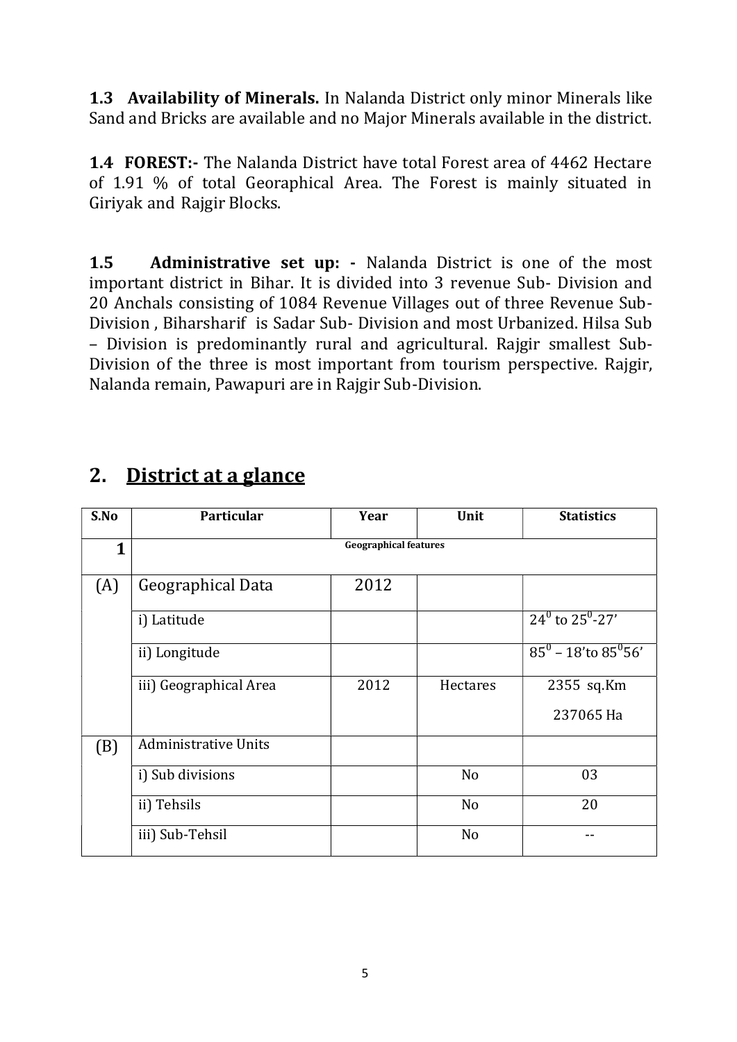**1.3 Availability of Minerals.** In Nalanda District only minor Minerals like Sand and Bricks are available and no Major Minerals available in the district.

**1.4 FOREST:-** The Nalanda District have total Forest area of 4462 Hectare of 1.91 % of total Georaphical Area. The Forest is mainly situated in Giriyak and Rajgir Blocks.

**1.5 Administrative set up: -** Nalanda District is one of the most important district in Bihar. It is divided into 3 revenue Sub- Division and 20 Anchals consisting of 1084 Revenue Villages out of three Revenue Sub-Division , Biharsharif is Sadar Sub- Division and most Urbanized. Hilsa Sub – Division is predominantly rural and agricultural. Rajgir smallest Sub-Division of the three is most important from tourism perspective. Rajgir, Nalanda remain, Pawapuri are in Rajgir Sub-Division.

## 2. District at a glance

| S.No | Particular | Year | Unit | Statistics |
|---|---|---|---|---|
| 1 | Geographical features | | | |
| (A) | Geographical Data | 2012 | | |
| | i) Latitude | | | $24^0$ to $25^0$-27' |
| | ii) Longitude | | | $85^0$ – 18'to $85^0$56' |
| | iii) Geographical Area | 2012 | Hectares | 2355 sq.Km 237065 Ha |
| (B) | Administrative Units | | | |
| | i) Sub divisions | | No | 03 |
| | ii) Tehsils | | No | 20 |
| | iii) Sub-Tehsil | | No | -- |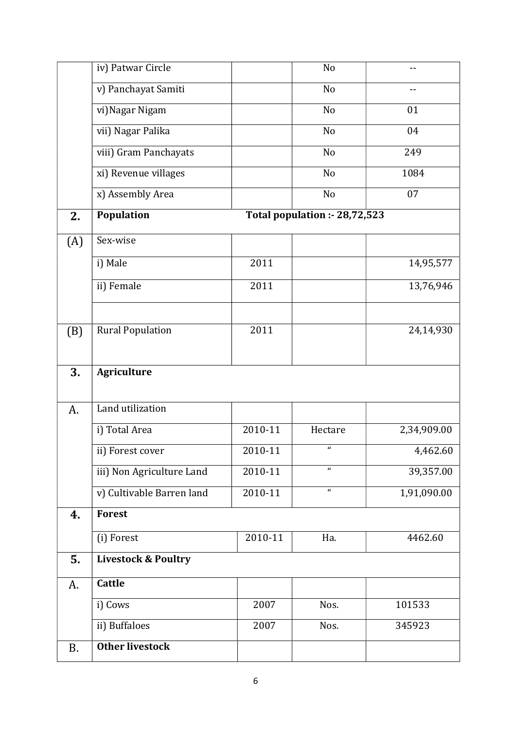|  |  |  |  |  |
|---|---|---|---|---|
|  | iv) Patwar Circle |  | No | -- |
|  | v) Panchayat Samiti |  | No | -- |
|  | vi)Nagar Nigam |  | No | 01 |
|  | vii) Nagar Palika |  | No | 04 |
|  | viii) Gram Panchayats |  | No | 249 |
|  | xi) Revenue villages |  | No | 1084 |
|  | x) Assembly Area |  | No | 07 |
| **2.** | **Population** | **Total population :- 28,72,523** |  |  |
| (A) | Sex-wise |  |  |  |
|  | i) Male | 2011 |  | 14,95,577 |
|  | ii) Female | 2011 |  | 13,76,946 |
|  |  |  |  |  |
| (B) | Rural Population | 2011 |  | 24,14,930 |
| **3.** | **Agriculture** |  |  |  |
| A. | Land utilization |  |  |  |
|  | i) Total Area | 2010-11 | Hectare | 2,34,909.00 |
|  | ii) Forest cover | 2010-11 | " | 4,462.60 |
|  | iii) Non Agriculture Land | 2010-11 | " | 39,357.00 |
|  | v) Cultivable Barren land | 2010-11 | " | 1,91,090.00 |
| **4.** | **Forest** |  |  |  |
|  | (i) Forest | 2010-11 | Ha. | 4462.60 |
| **5.** | **Livestock & Poultry** |  |  |  |
| A. | **Cattle** |  |  |  |
|  | i) Cows | 2007 | Nos. | 101533 |
|  | ii) Buffaloes | 2007 | Nos. | 345923 |
| B. | **Other livestock** |  |  |  |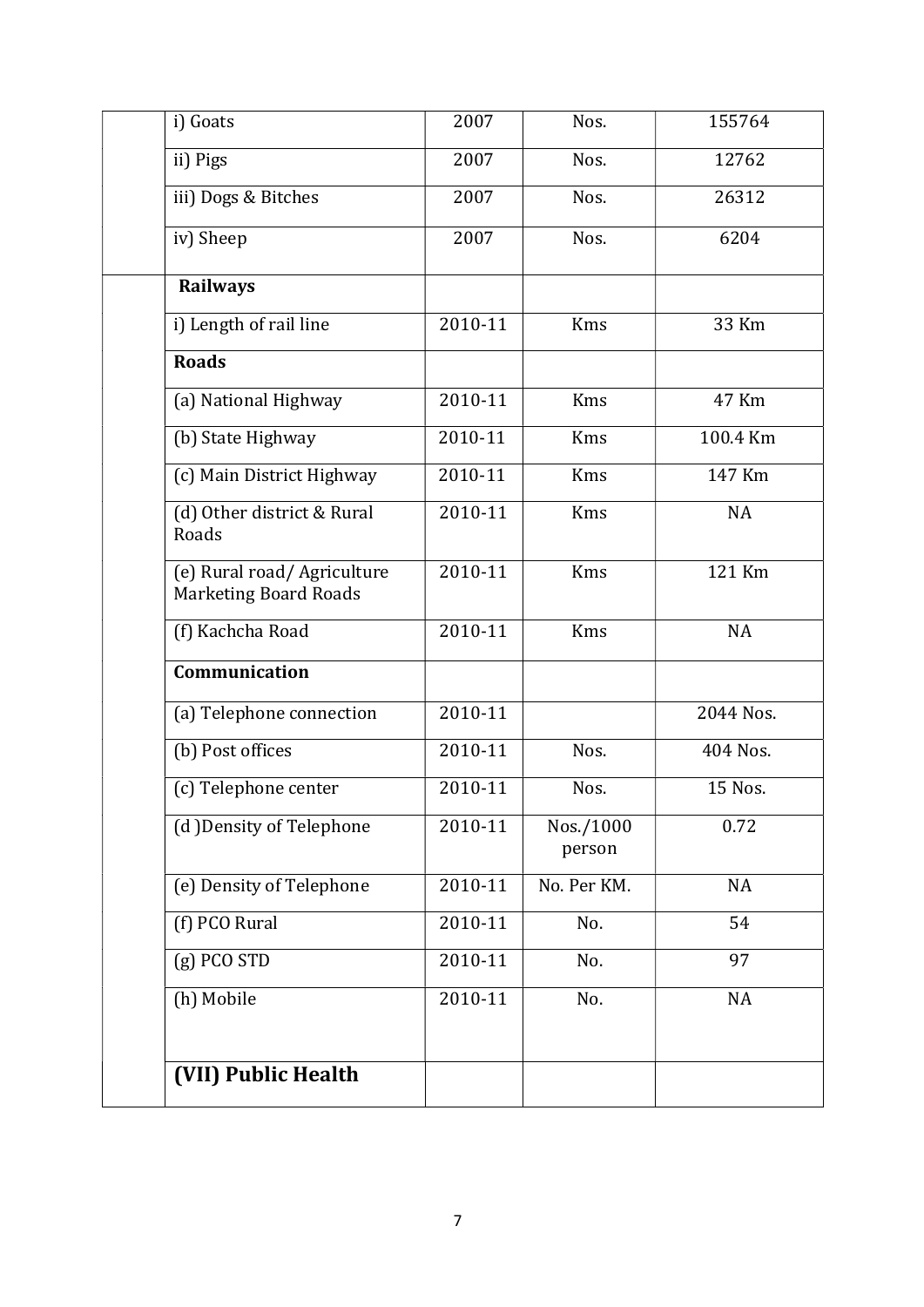| | | | | |
|---|---|---|---|---|
| | i) Goats | 2007 | Nos. | 155764 |
| | ii) Pigs | 2007 | Nos. | 12762 |
| | iii) Dogs & Bitches | 2007 | Nos. | 26312 |
| | iv) Sheep | 2007 | Nos. | 6204 |
| | **Railways** | | | |
| | i) Length of rail line | 2010-11 | Kms | 33 Km |
| | **Roads** | | | |
| | (a) National Highway | 2010-11 | Kms | 47 Km |
| | (b) State Highway | 2010-11 | Kms | 100.4 Km |
| | (c) Main District Highway | 2010-11 | Kms | 147 Km |
| | (d) Other district & Rural Roads | 2010-11 | Kms | NA |
| | (e) Rural road/ Agriculture Marketing Board Roads | 2010-11 | Kms | 121 Km |
| | (f) Kachcha Road | 2010-11 | Kms | NA |
| | **Communication** | | | |
| | (a) Telephone connection | 2010-11 | | 2044 Nos. |
| | (b) Post offices | 2010-11 | Nos. | 404 Nos. |
| | (c) Telephone center | 2010-11 | Nos. | 15 Nos. |
| | (d )Density of Telephone | 2010-11 | Nos./1000 person | 0.72 |
| | (e) Density of Telephone | 2010-11 | No. Per KM. | NA |
| | (f) PCO Rural | 2010-11 | No. | 54 |
| | (g) PCO STD | 2010-11 | No. | 97 |
| | (h) Mobile | 2010-11 | No. | NA |
| | **(VII) Public Health** | | | |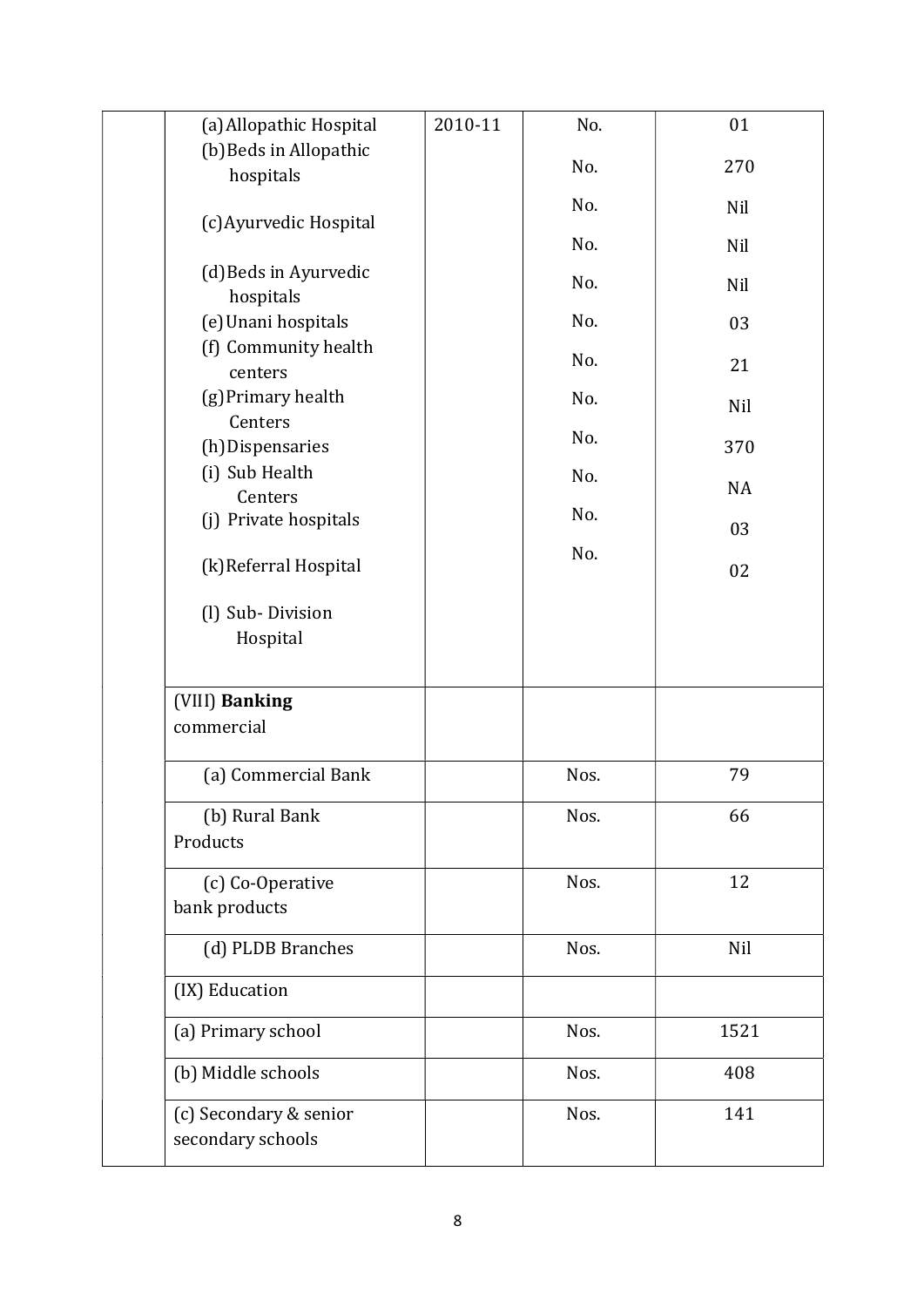| | | | | |
|---|---|---|---|---|
| | (a) Allopathic Hospital | 2010-11 | No. | 01 |
| | (b) Beds in Allopathic hospitals | | No. | 270 |
| | (c) Ayurvedic Hospital | | No. | Nil |
| | (d) Beds in Ayurvedic hospitals | | No. | Nil |
| | (e) Unani hospitals | | No. | Nil |
| | (f) Community health centers | | No. | 03 |
| | (g) Primary health Centers | | No. | 21 |
| | (h) Dispensaries | | No. | Nil |
| | (i) Sub Health Centers | | No. | 370 |
| | (j) Private hospitals | | No. | NA |
| | (k) Referral Hospital | | No. | 03 |
| | (l) Sub- Division Hospital | | No. | 02 |
| | (VIII) **Banking** commercial | | | |
| | (a) Commercial Bank | | Nos. | 79 |
| | (b) Rural Bank Products | | Nos. | 66 |
| | (c) Co-Operative bank products | | Nos. | 12 |
| | (d) PLDB Branches | | Nos. | Nil |
| | (IX) Education | | | |
| | (a) Primary school | | Nos. | 1521 |
| | (b) Middle schools | | Nos. | 408 |
| | (c) Secondary & senior secondary schools | | Nos. | 141 |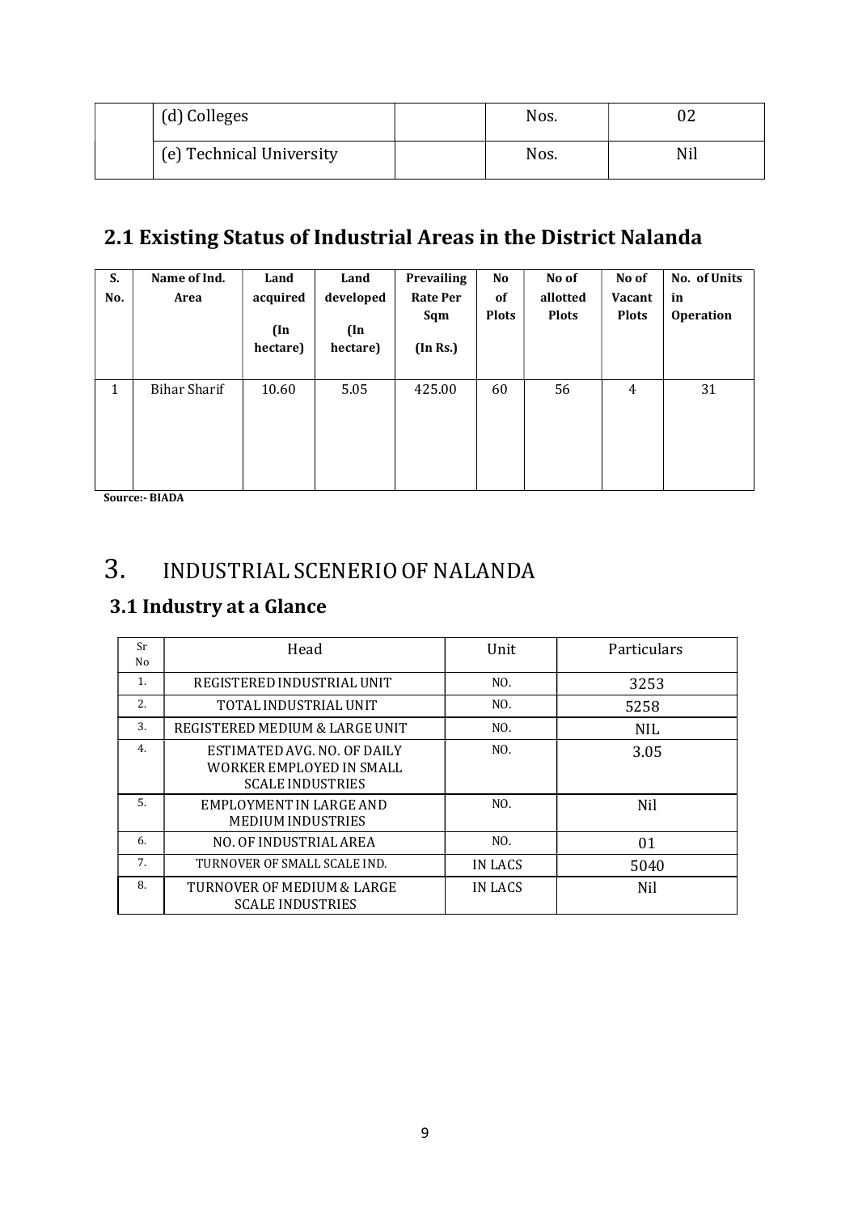|  | (d) Colleges |  | Nos. | 02 |
|---|---|---|---|---|
|  | (e) Technical University |  | Nos. | Nil |

## 2.1 Existing Status of Industrial Areas in the District Nalanda

| S. No. | Name of Ind. Area | Land acquired (In hectare) | Land developed (In hectare) | Prevailing Rate Per Sqm (In Rs.) | No of Plots | No of allotted Plots | No of Vacant Plots | No. of Units in Operation |
|---|---|---|---|---|---|---|---|---|
| 1 | Bihar Sharif | 10.60 | 5.05 | 425.00 | 60 | 56 | 4 | 31 |

**Source:- BIADA**

# 3. INDUSTRIAL SCENERIO OF NALANDA

## 3.1 Industry at a Glance

| Sr No | Head | Unit | Particulars |
|---|---|---|---|
| 1. | REGISTERED INDUSTRIAL UNIT | NO. | 3253 |
| 2. | TOTAL INDUSTRIAL UNIT | NO. | 5258 |
| 3. | REGISTERED MEDIUM & LARGE UNIT | NO. | NIL |
| 4. | ESTIMATED AVG. NO. OF DAILY WORKER EMPLOYED IN SMALL SCALE INDUSTRIES | NO. | 3.05 |
| 5. | EMPLOYMENT IN LARGE AND MEDIUM INDUSTRIES | NO. | Nil |
| 6. | NO. OF INDUSTRIAL AREA | NO. | 01 |
| 7. | TURNOVER OF SMALL SCALE IND. | IN LACS | 5040 |
| 8. | TURNOVER OF MEDIUM & LARGE SCALE INDUSTRIES | IN LACS | Nil |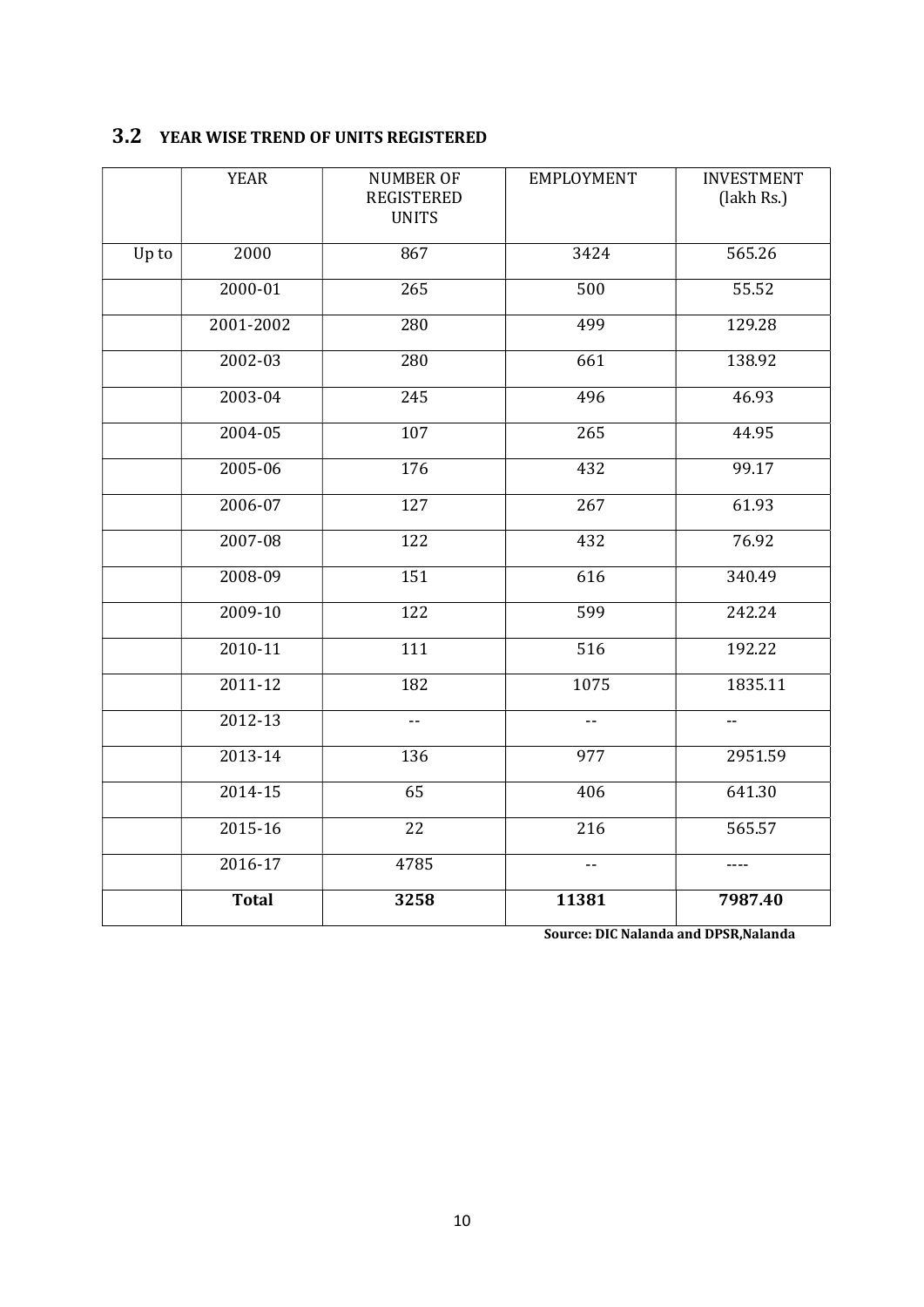## 3.2 YEAR WISE TREND OF UNITS REGISTERED

| | YEAR | NUMBER OF REGISTERED UNITS | EMPLOYMENT | INVESTMENT (lakh Rs.) |
|---|---|---|---|---|
| Up to | 2000 | 867 | 3424 | 565.26 |
| | 2000-01 | 265 | 500 | 55.52 |
| | 2001-2002 | 280 | 499 | 129.28 |
| | 2002-03 | 280 | 661 | 138.92 |
| | 2003-04 | 245 | 496 | 46.93 |
| | 2004-05 | 107 | 265 | 44.95 |
| | 2005-06 | 176 | 432 | 99.17 |
| | 2006-07 | 127 | 267 | 61.93 |
| | 2007-08 | 122 | 432 | 76.92 |
| | 2008-09 | 151 | 616 | 340.49 |
| | 2009-10 | 122 | 599 | 242.24 |
| | 2010-11 | 111 | 516 | 192.22 |
| | 2011-12 | 182 | 1075 | 1835.11 |
| | 2012-13 | -- | -- | -- |
| | 2013-14 | 136 | 977 | 2951.59 |
| | 2014-15 | 65 | 406 | 641.30 |
| | 2015-16 | 22 | 216 | 565.57 |
| | 2016-17 | 4785 | -- | ---- |
| | **Total** | **3258** | **11381** | **7987.40** |

**Source: DIC Nalanda and DPSR,Nalanda**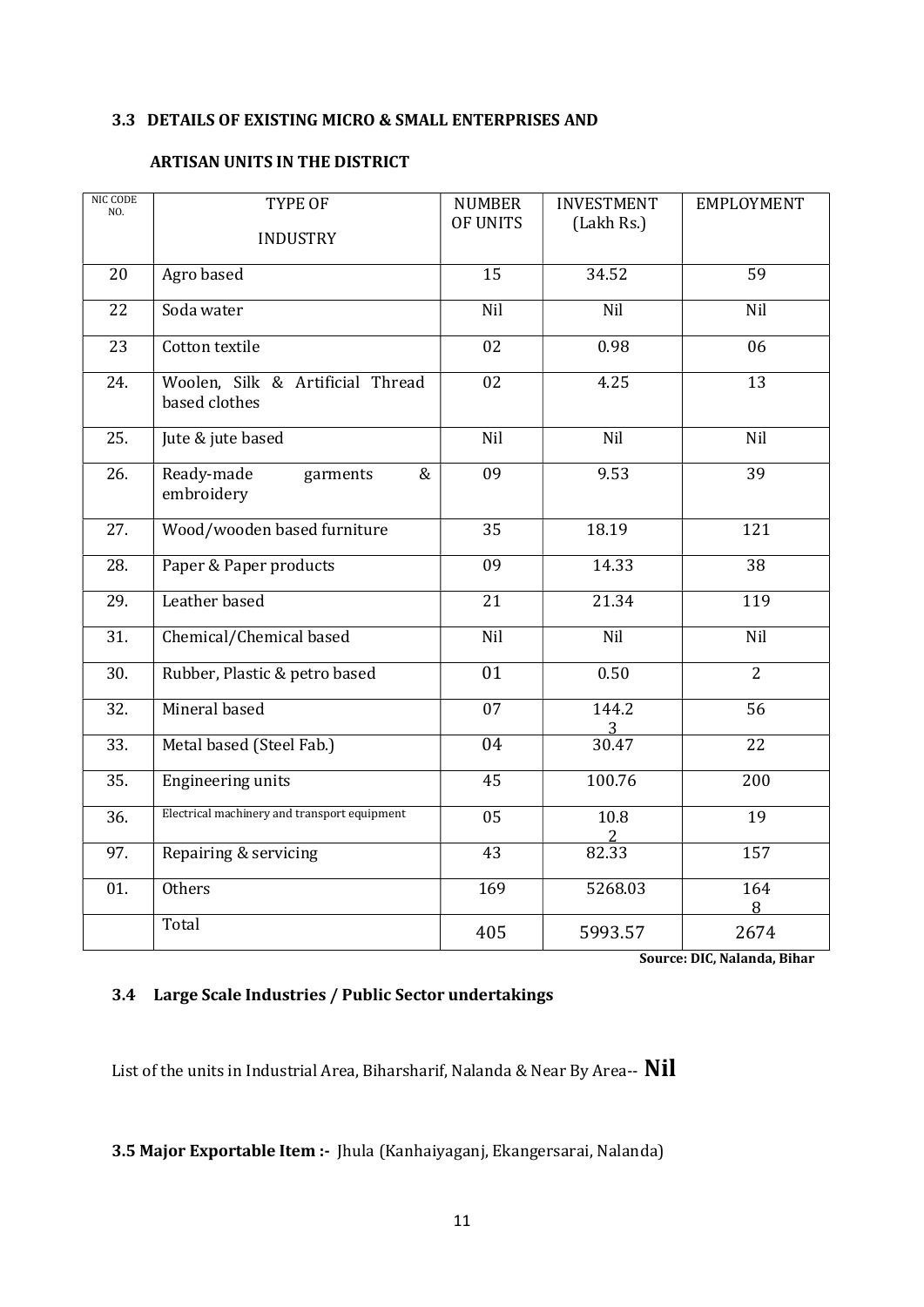### 3.3 DETAILS OF EXISTING MICRO & SMALL ENTERPRISES AND ARTISAN UNITS IN THE DISTRICT

| NIC CODE NO. | TYPE OF INDUSTRY | NUMBER OF UNITS | INVESTMENT (Lakh Rs.) | EMPLOYMENT |
|---|---|---|---|---|
| 20 | Agro based | 15 | 34.52 | 59 |
| 22 | Soda water | Nil | Nil | Nil |
| 23 | Cotton textile | 02 | 0.98 | 06 |
| 24. | Woolen, Silk & Artificial Thread based clothes | 02 | 4.25 | 13 |
| 25. | Jute & jute based | Nil | Nil | Nil |
| 26. | Ready-made garments & embroidery | 09 | 9.53 | 39 |
| 27. | Wood/wooden based furniture | 35 | 18.19 | 121 |
| 28. | Paper & Paper products | 09 | 14.33 | 38 |
| 29. | Leather based | 21 | 21.34 | 119 |
| 31. | Chemical/Chemical based | Nil | Nil | Nil |
| 30. | Rubber, Plastic & petro based | 01 | 0.50 | 2 |
| 32. | Mineral based | 07 | 144.23 | 56 |
| 33. | Metal based (Steel Fab.) | 04 | 30.47 | 22 |
| 35. | Engineering units | 45 | 100.76 | 200 |
| 36. | Electrical machinery and transport equipment | 05 | 10.82 | 19 |
| 97. | Repairing & servicing | 43 | 82.33 | 157 |
| 01. | Others | 169 | 5268.03 | 1648 |
| | Total | 405 | 5993.57 | 2674 |

**Source: DIC, Nalanda, Bihar**

### 3.4 Large Scale Industries / Public Sector undertakings

List of the units in Industrial Area, Biharsharif, Nalanda & Near By Area-- **Nil**

**3.5 Major Exportable Item :-** Jhula (Kanhaiyaganj, Ekangersarai, Nalanda)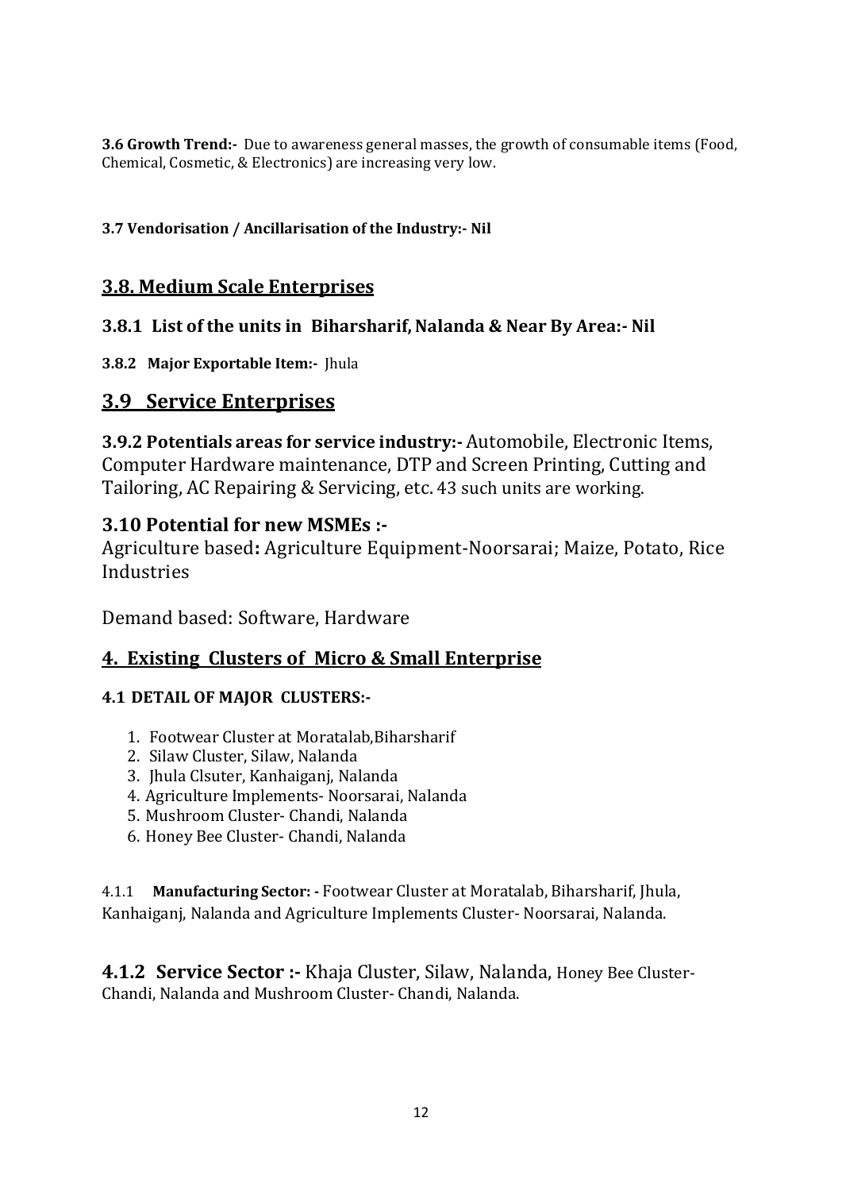**3.6 Growth Trend:-** Due to awareness general masses, the growth of consumable items (Food, Chemical, Cosmetic, & Electronics) are increasing very low.

**3.7 Vendorisation / Ancillarisation of the Industry:- Nil**

## 3.8. Medium Scale Enterprises

### 3.8.1 List of the units in Biharsharif, Nalanda & Near By Area:- Nil

**3.8.2 Major Exportable Item:-** Jhula

## 3.9 Service Enterprises

**3.9.2 Potentials areas for service industry:-** Automobile, Electronic Items, Computer Hardware maintenance, DTP and Screen Printing, Cutting and Tailoring, AC Repairing & Servicing, etc. 43 such units are working.

### 3.10 Potential for new MSMEs :-

Agriculture based**:** Agriculture Equipment-Noorsarai; Maize, Potato, Rice Industries

Demand based: Software, Hardware

## 4. Existing Clusters of Micro & Small Enterprise

**4.1 DETAIL OF MAJOR CLUSTERS:-**

1. Footwear Cluster at Moratalab,Biharsharif
2. Silaw Cluster, Silaw, Nalanda
3. Jhula Clsuter, Kanhaiganj, Nalanda
4. Agriculture Implements- Noorsarai, Nalanda
5. Mushroom Cluster- Chandi, Nalanda
6. Honey Bee Cluster- Chandi, Nalanda

4.1.1 **Manufacturing Sector: -** Footwear Cluster at Moratalab, Biharsharif, Jhula, Kanhaiganj, Nalanda and Agriculture Implements Cluster- Noorsarai, Nalanda.

**4.1.2 Service Sector :-** Khaja Cluster, Silaw, Nalanda, Honey Bee Cluster- Chandi, Nalanda and Mushroom Cluster- Chandi, Nalanda.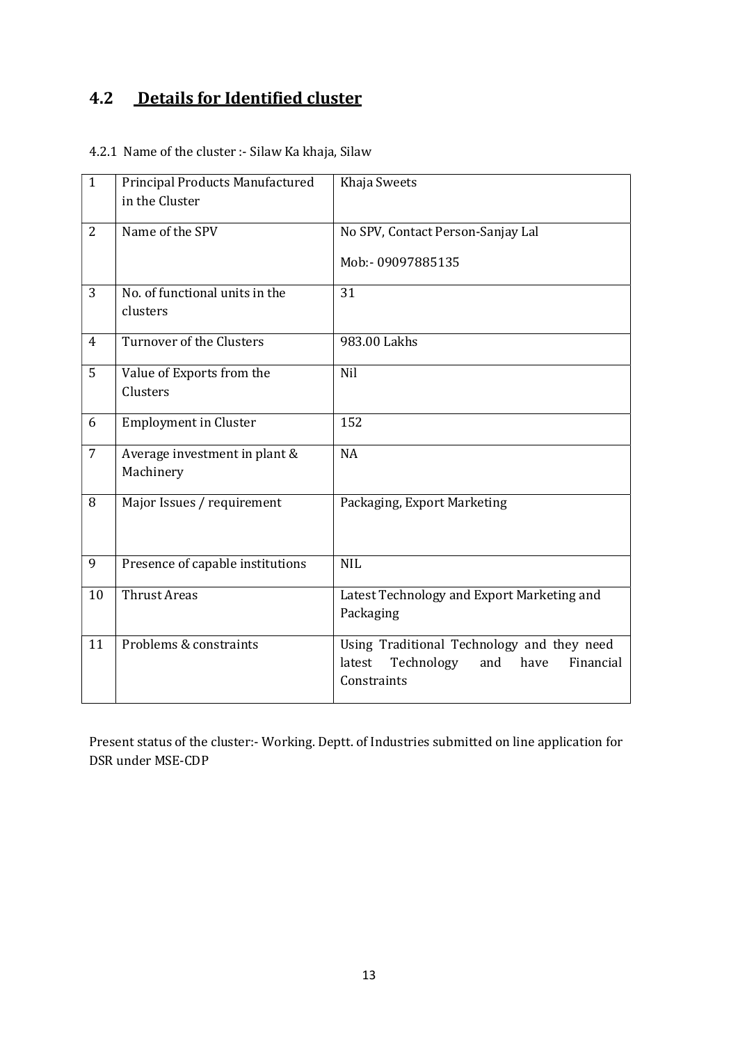## 4.2 Details for Identified cluster

4.2.1 Name of the cluster :- Silaw Ka khaja, Silaw

| 1 | Principal Products Manufactured in the Cluster | Khaja Sweets |
|---|---|---|
| 2 | Name of the SPV | No SPV, Contact Person-Sanjay Lal<br>Mob:- 09097885135 |
| 3 | No. of functional units in the clusters | 31 |
| 4 | Turnover of the Clusters | 983.00 Lakhs |
| 5 | Value of Exports from the Clusters | Nil |
| 6 | Employment in Cluster | 152 |
| 7 | Average investment in plant & Machinery | NA |
| 8 | Major Issues / requirement | Packaging, Export Marketing |
| 9 | Presence of capable institutions | NIL |
| 10 | Thrust Areas | Latest Technology and Export Marketing and Packaging |
| 11 | Problems & constraints | Using Traditional Technology and they need latest Technology and have Financial Constraints |

Present status of the cluster:- Working. Deptt. of Industries submitted on line application for DSR under MSE-CDP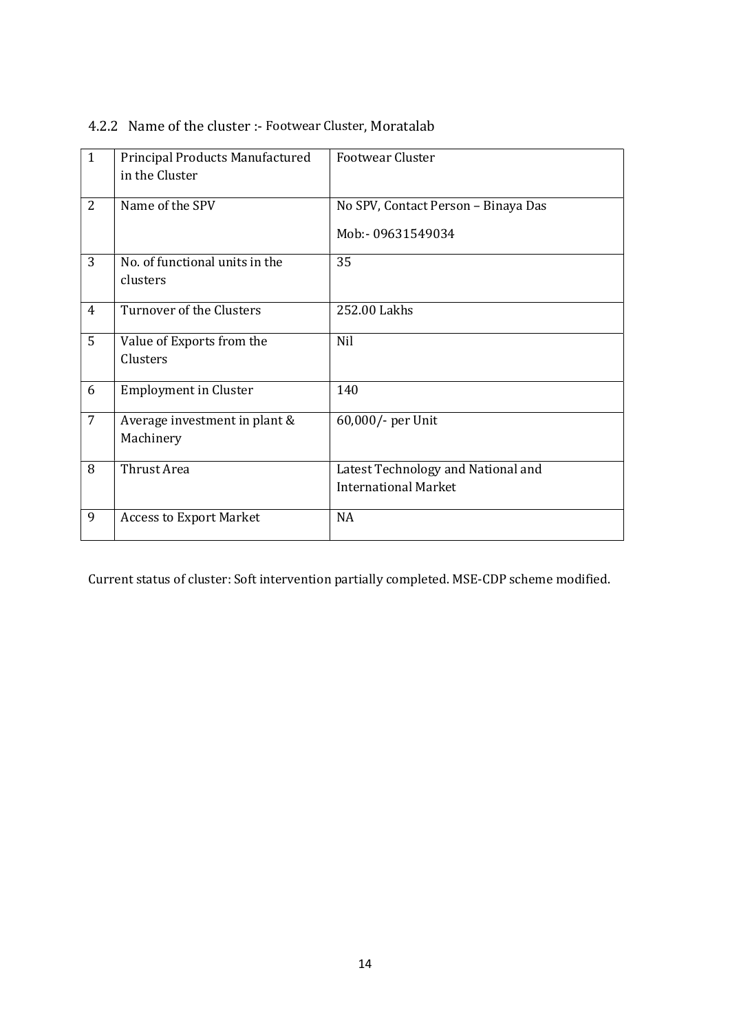### 4.2.2 Name of the cluster :- Footwear Cluster, Moratalab

| | | |
|---|---|---|
| 1 | Principal Products Manufactured in the Cluster | Footwear Cluster |
| 2 | Name of the SPV | No SPV, Contact Person – Binaya Das<br>Mob:- 09631549034 |
| 3 | No. of functional units in the clusters | 35 |
| 4 | Turnover of the Clusters | 252.00 Lakhs |
| 5 | Value of Exports from the Clusters | Nil |
| 6 | Employment in Cluster | 140 |
| 7 | Average investment in plant & Machinery | 60,000/- per Unit |
| 8 | Thrust Area | Latest Technology and National and International Market |
| 9 | Access to Export Market | NA |

Current status of cluster: Soft intervention partially completed. MSE-CDP scheme modified.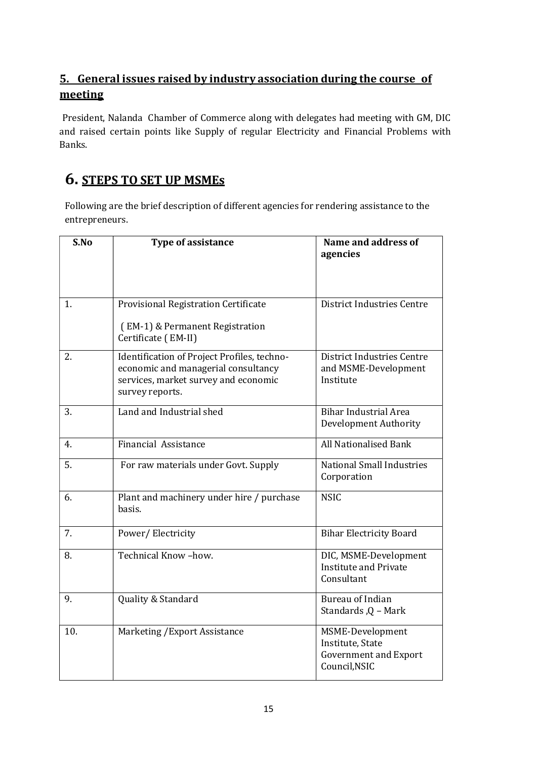## 5. General issues raised by industry association during the course of meeting

President, Nalanda Chamber of Commerce along with delegates had meeting with GM, DIC and raised certain points like Supply of regular Electricity and Financial Problems with Banks.

# 6. STEPS TO SET UP MSMEs

Following are the brief description of different agencies for rendering assistance to the entrepreneurs.

| S.No | Type of assistance | Name and address of agencies |
|---|---|---|
| 1. | Provisional Registration Certificate ( EM-1) & Permanent Registration Certificate ( EM-II) | District Industries Centre |
| 2. | Identification of Project Profiles, techno-economic and managerial consultancy services, market survey and economic survey reports. | District Industries Centre and MSME-Development Institute |
| 3. | Land and Industrial shed | Bihar Industrial Area Development Authority |
| 4. | Financial Assistance | All Nationalised Bank |
| 5. | For raw materials under Govt. Supply | National Small Industries Corporation |
| 6. | Plant and machinery under hire / purchase basis. | NSIC |
| 7. | Power/ Electricity | Bihar Electricity Board |
| 8. | Technical Know –how. | DIC, MSME-Development Institute and Private Consultant |
| 9. | Quality & Standard | Bureau of Indian Standards ,Q – Mark |
| 10. | Marketing /Export Assistance | MSME-Development Institute, State Government and Export Council,NSIC |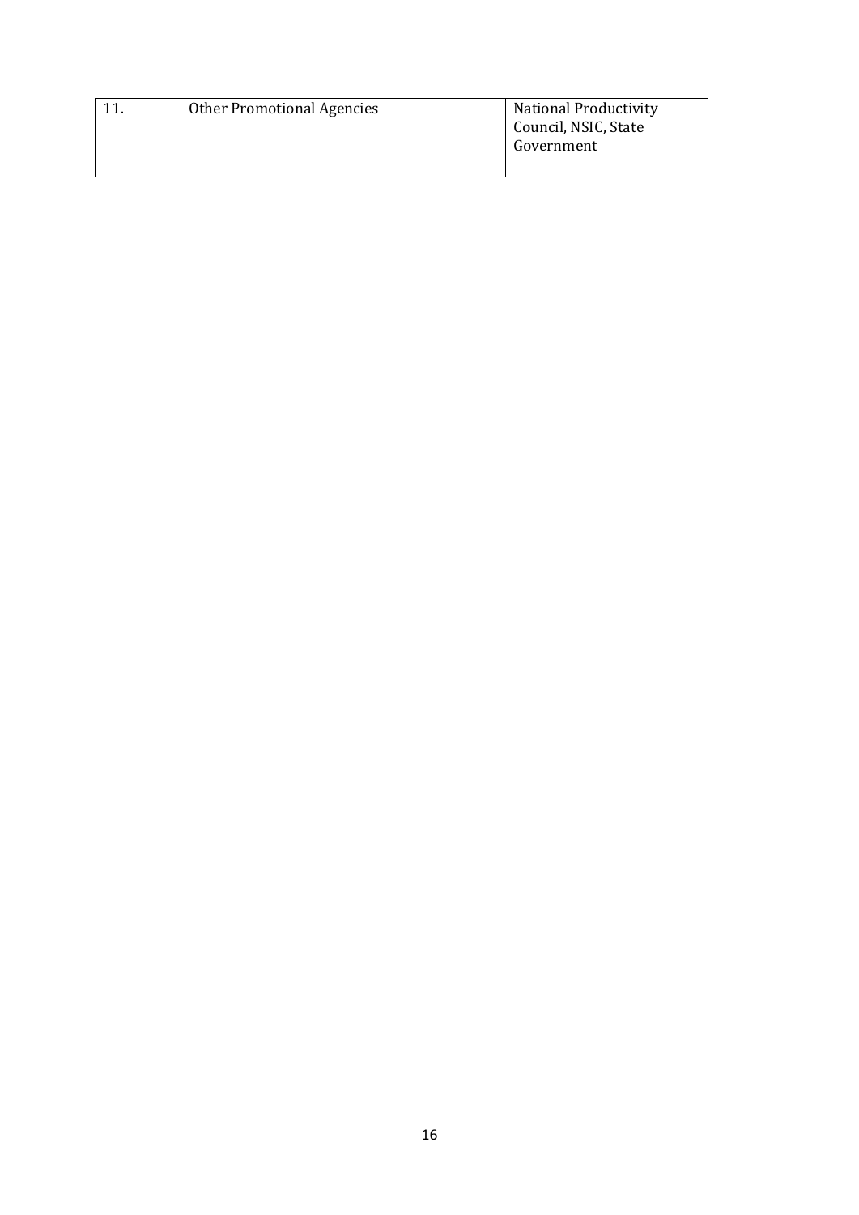| | | |
|---|---|---|
| 11. | Other Promotional Agencies | National Productivity Council, NSIC, State Government |